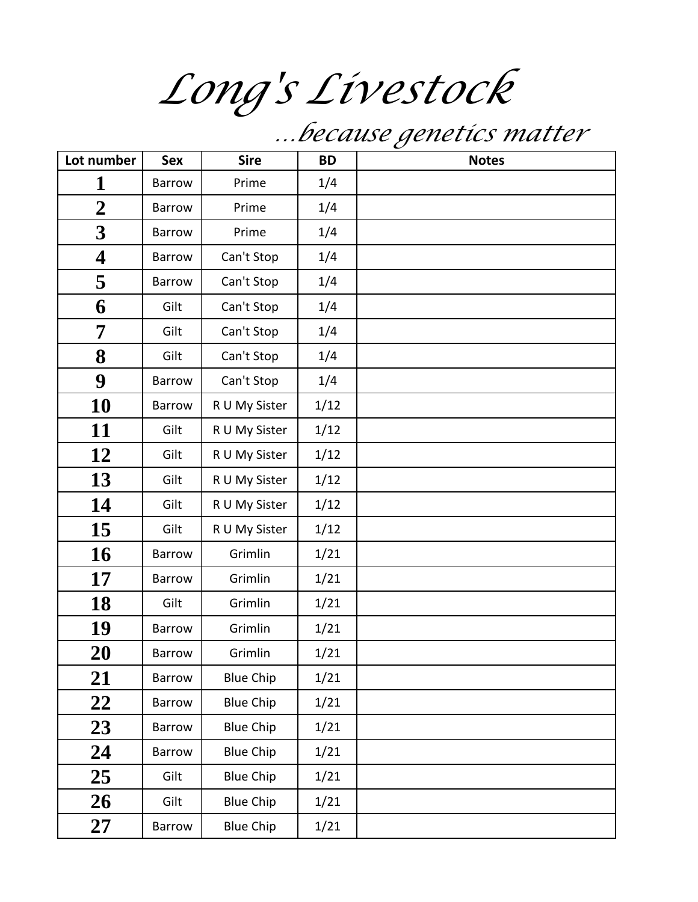# *Long's Livestock*

*...because genetics matter*

| Lot number | Sex | Sire | BD | Notes |
|---|---|---|---|---|
| **1** | Barrow | Prime | 1/4 | |
| **2** | Barrow | Prime | 1/4 | |
| **3** | Barrow | Prime | 1/4 | |
| **4** | Barrow | Can't Stop | 1/4 | |
| **5** | Barrow | Can't Stop | 1/4 | |
| **6** | Gilt | Can't Stop | 1/4 | |
| **7** | Gilt | Can't Stop | 1/4 | |
| **8** | Gilt | Can't Stop | 1/4 | |
| **9** | Barrow | Can't Stop | 1/4 | |
| **10** | Barrow | R U My Sister | 1/12 | |
| **11** | Gilt | R U My Sister | 1/12 | |
| **12** | Gilt | R U My Sister | 1/12 | |
| **13** | Gilt | R U My Sister | 1/12 | |
| **14** | Gilt | R U My Sister | 1/12 | |
| **15** | Gilt | R U My Sister | 1/12 | |
| **16** | Barrow | Grimlin | 1/21 | |
| **17** | Barrow | Grimlin | 1/21 | |
| **18** | Gilt | Grimlin | 1/21 | |
| **19** | Barrow | Grimlin | 1/21 | |
| **20** | Barrow | Grimlin | 1/21 | |
| **21** | Barrow | Blue Chip | 1/21 | |
| **22** | Barrow | Blue Chip | 1/21 | |
| **23** | Barrow | Blue Chip | 1/21 | |
| **24** | Barrow | Blue Chip | 1/21 | |
| **25** | Gilt | Blue Chip | 1/21 | |
| **26** | Gilt | Blue Chip | 1/21 | |
| **27** | Barrow | Blue Chip | 1/21 | |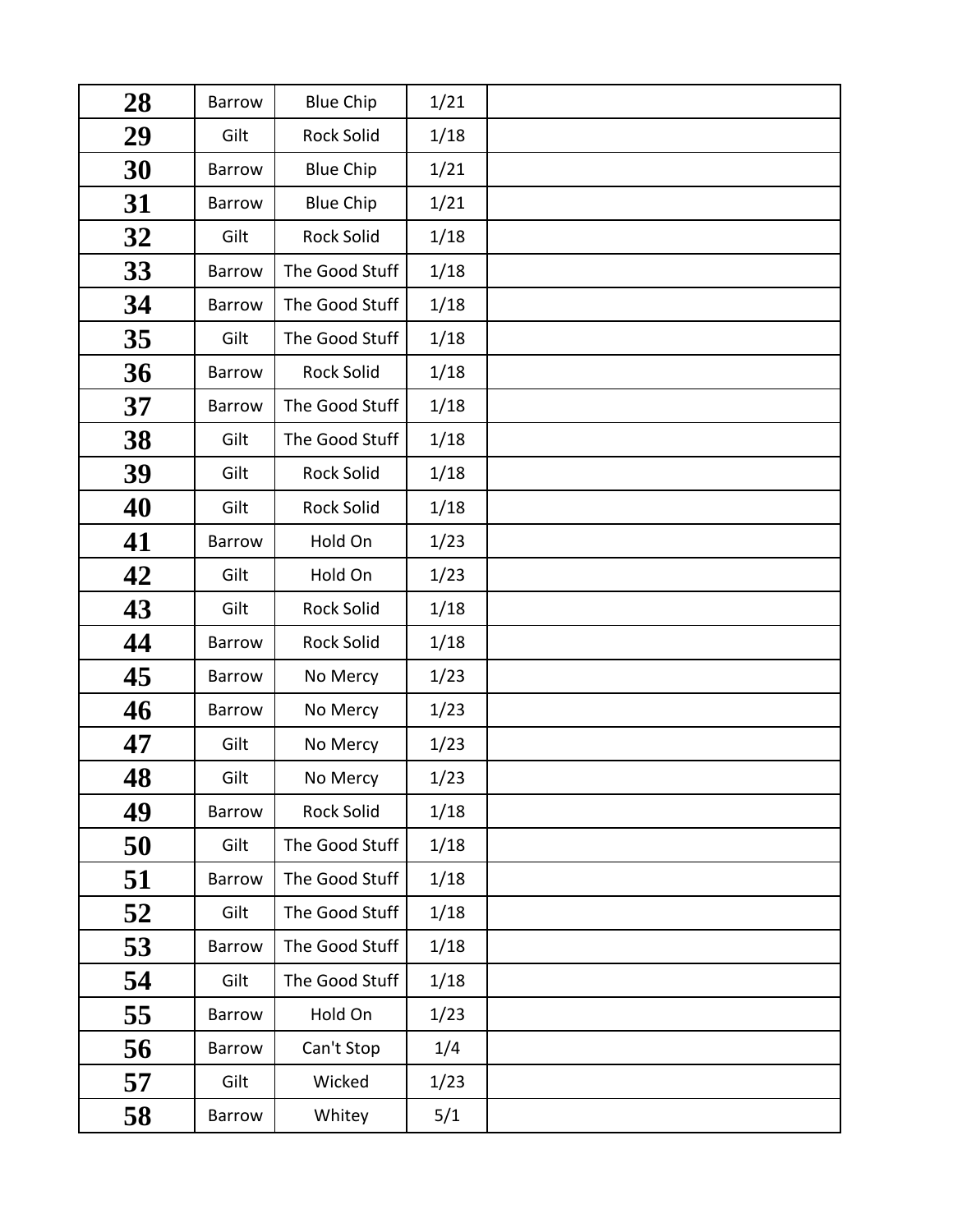| 28 | Barrow | Blue Chip | 1/21 | |
|---|---|---|---|---|
| 29 | Gilt | Rock Solid | 1/18 | |
| 30 | Barrow | Blue Chip | 1/21 | |
| 31 | Barrow | Blue Chip | 1/21 | |
| 32 | Gilt | Rock Solid | 1/18 | |
| 33 | Barrow | The Good Stuff | 1/18 | |
| 34 | Barrow | The Good Stuff | 1/18 | |
| 35 | Gilt | The Good Stuff | 1/18 | |
| 36 | Barrow | Rock Solid | 1/18 | |
| 37 | Barrow | The Good Stuff | 1/18 | |
| 38 | Gilt | The Good Stuff | 1/18 | |
| 39 | Gilt | Rock Solid | 1/18 | |
| 40 | Gilt | Rock Solid | 1/18 | |
| 41 | Barrow | Hold On | 1/23 | |
| 42 | Gilt | Hold On | 1/23 | |
| 43 | Gilt | Rock Solid | 1/18 | |
| 44 | Barrow | Rock Solid | 1/18 | |
| 45 | Barrow | No Mercy | 1/23 | |
| 46 | Barrow | No Mercy | 1/23 | |
| 47 | Gilt | No Mercy | 1/23 | |
| 48 | Gilt | No Mercy | 1/23 | |
| 49 | Barrow | Rock Solid | 1/18 | |
| 50 | Gilt | The Good Stuff | 1/18 | |
| 51 | Barrow | The Good Stuff | 1/18 | |
| 52 | Gilt | The Good Stuff | 1/18 | |
| 53 | Barrow | The Good Stuff | 1/18 | |
| 54 | Gilt | The Good Stuff | 1/18 | |
| 55 | Barrow | Hold On | 1/23 | |
| 56 | Barrow | Can't Stop | 1/4 | |
| 57 | Gilt | Wicked | 1/23 | |
| 58 | Barrow | Whitey | 5/1 | |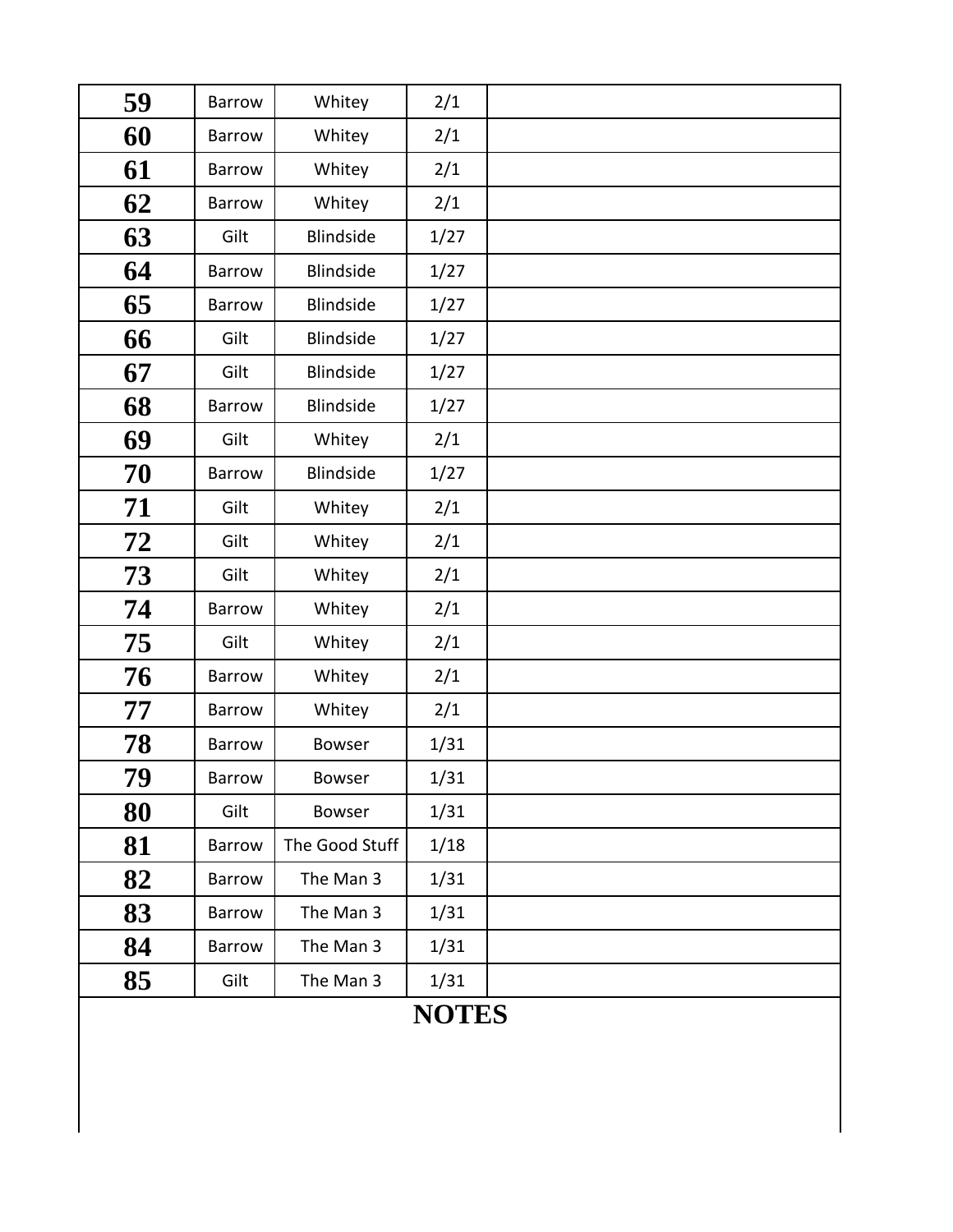| | | | | |
|---|---|---|---|---|
| **59** | Barrow | Whitey | 2/1 | |
| **60** | Barrow | Whitey | 2/1 | |
| **61** | Barrow | Whitey | 2/1 | |
| **62** | Barrow | Whitey | 2/1 | |
| **63** | Gilt | Blindside | 1/27 | |
| **64** | Barrow | Blindside | 1/27 | |
| **65** | Barrow | Blindside | 1/27 | |
| **66** | Gilt | Blindside | 1/27 | |
| **67** | Gilt | Blindside | 1/27 | |
| **68** | Barrow | Blindside | 1/27 | |
| **69** | Gilt | Whitey | 2/1 | |
| **70** | Barrow | Blindside | 1/27 | |
| **71** | Gilt | Whitey | 2/1 | |
| **72** | Gilt | Whitey | 2/1 | |
| **73** | Gilt | Whitey | 2/1 | |
| **74** | Barrow | Whitey | 2/1 | |
| **75** | Gilt | Whitey | 2/1 | |
| **76** | Barrow | Whitey | 2/1 | |
| **77** | Barrow | Whitey | 2/1 | |
| **78** | Barrow | Bowser | 1/31 | |
| **79** | Barrow | Bowser | 1/31 | |
| **80** | Gilt | Bowser | 1/31 | |
| **81** | Barrow | The Good Stuff | 1/18 | |
| **82** | Barrow | The Man 3 | 1/31 | |
| **83** | Barrow | The Man 3 | 1/31 | |
| **84** | Barrow | The Man 3 | 1/31 | |
| **85** | Gilt | The Man 3 | 1/31 | |

**NOTES**